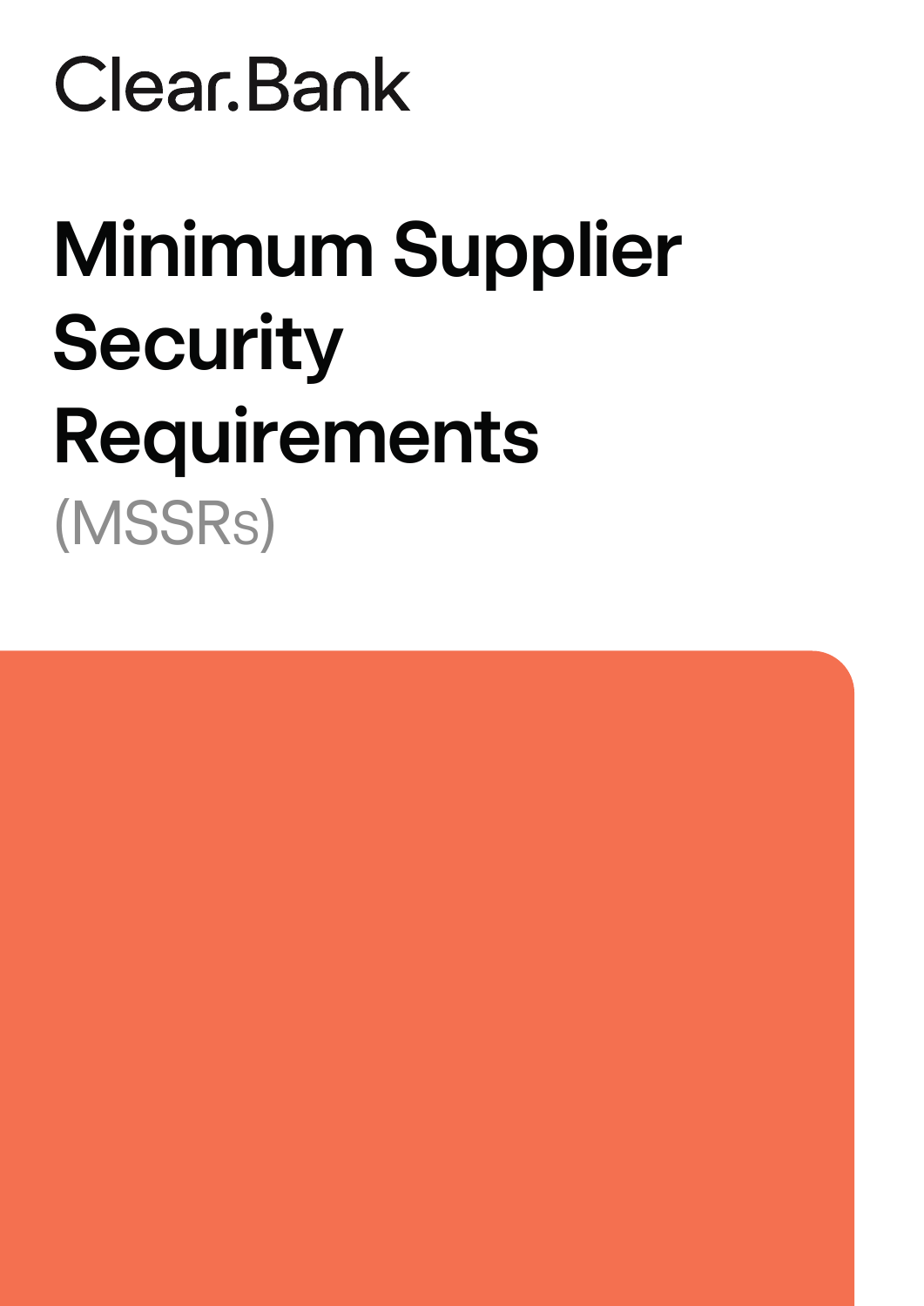Clear.Bank

# Minimum Supplier Security Requirements

(MSSRs)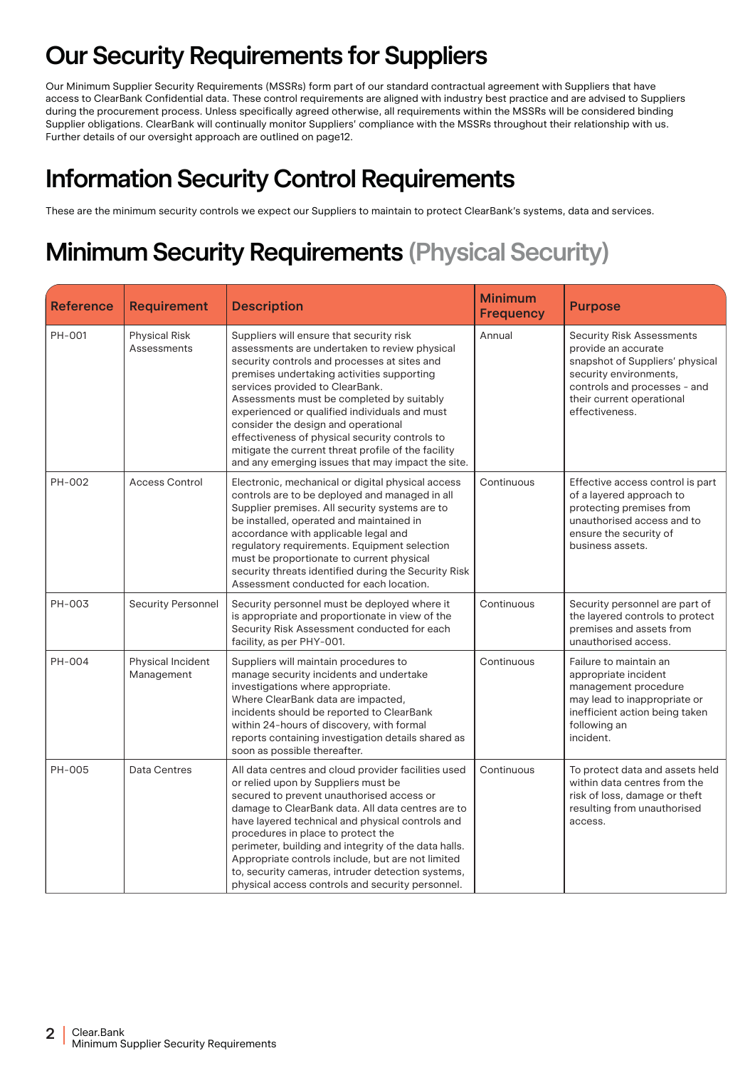# Our Security Requirements for Suppliers

Our Minimum Supplier Security Requirements (MSSRs) form part of our standard contractual agreement with Suppliers that have access to ClearBank Confidential data. These control requirements are aligned with industry best practice and are advised to Suppliers during the procurement process. Unless specifically agreed otherwise, all requirements within the MSSRs will be considered binding Supplier obligations. ClearBank will continually monitor Suppliers' compliance with the MSSRs throughout their relationship with us. Further details of our oversight approach are outlined on page12.

# Information Security Control Requirements

These are the minimum security controls we expect our Suppliers to maintain to protect ClearBank's systems, data and services.

# Minimum Security Requirements (Physical Security)

| Reference | Requirement | Description | Minimum Frequency | Purpose |
|---|---|---|---|---|
| PH-001 | Physical Risk Assessments | Suppliers will ensure that security risk assessments are undertaken to review physical security controls and processes at sites and premises undertaking activities supporting services provided to ClearBank. Assessments must be completed by suitably experienced or qualified individuals and must consider the design and operational effectiveness of physical security controls to mitigate the current threat profile of the facility and any emerging issues that may impact the site. | Annual | Security Risk Assessments provide an accurate snapshot of Suppliers' physical security environments, controls and processes - and their current operational effectiveness. |
| PH-002 | Access Control | Electronic, mechanical or digital physical access controls are to be deployed and managed in all Supplier premises. All security systems are to be installed, operated and maintained in accordance with applicable legal and regulatory requirements. Equipment selection must be proportionate to current physical security threats identified during the Security Risk Assessment conducted for each location. | Continuous | Effective access control is part of a layered approach to protecting premises from unauthorised access and to ensure the security of business assets. |
| PH-003 | Security Personnel | Security personnel must be deployed where it is appropriate and proportionate in view of the Security Risk Assessment conducted for each facility, as per PHY-001. | Continuous | Security personnel are part of the layered controls to protect premises and assets from unauthorised access. |
| PH-004 | Physical Incident Management | Suppliers will maintain procedures to manage security incidents and undertake investigations where appropriate. Where ClearBank data are impacted, incidents should be reported to ClearBank within 24-hours of discovery, with formal reports containing investigation details shared as soon as possible thereafter. | Continuous | Failure to maintain an appropriate incident management procedure may lead to inappropriate or inefficient action being taken following an incident. |
| PH-005 | Data Centres | All data centres and cloud provider facilities used or relied upon by Suppliers must be secured to prevent unauthorised access or damage to ClearBank data. All data centres are to have layered technical and physical controls and procedures in place to protect the perimeter, building and integrity of the data halls. Appropriate controls include, but are not limited to, security cameras, intruder detection systems, physical access controls and security personnel. | Continuous | To protect data and assets held within data centres from the risk of loss, damage or theft resulting from unauthorised access. |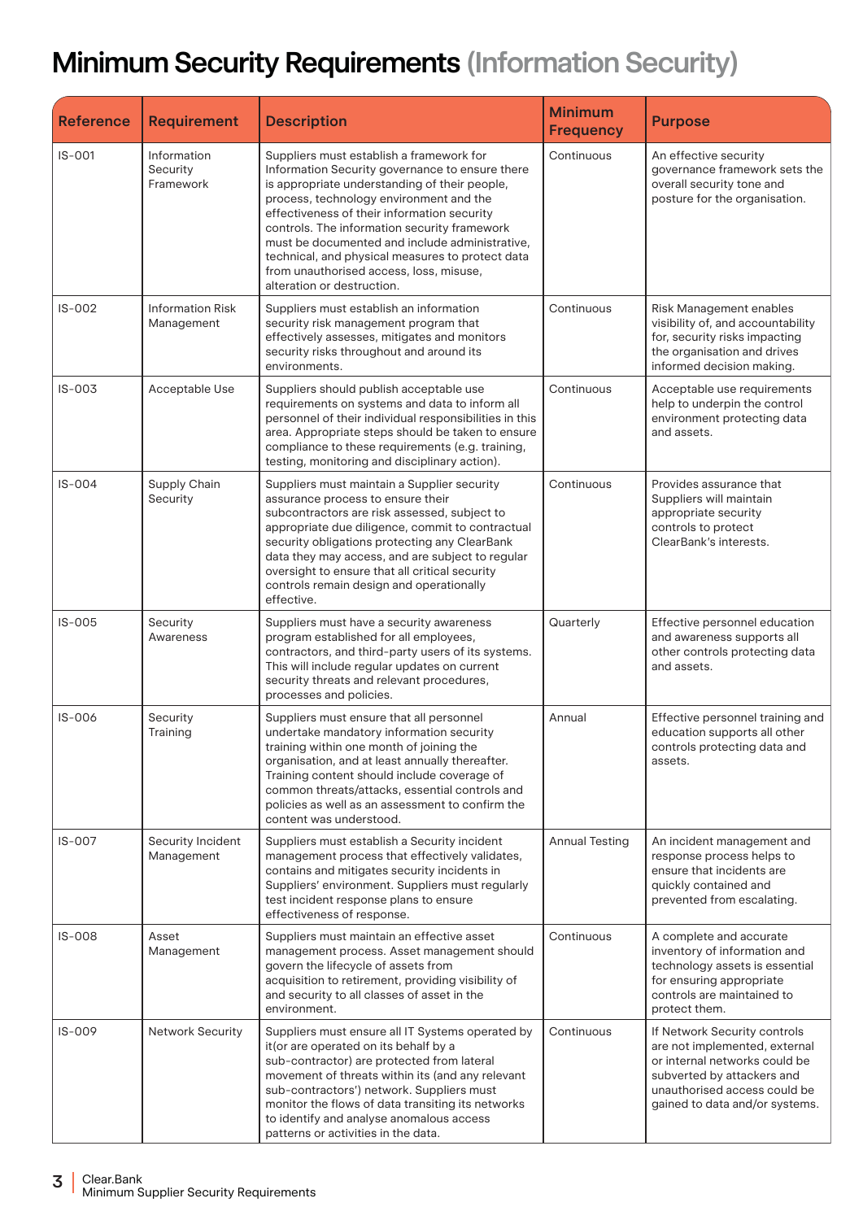# Minimum Security Requirements (Information Security)

| Reference | Requirement | Description | Minimum Frequency | Purpose |
|---|---|---|---|---|
| IS-001 | Information Security Framework | Suppliers must establish a framework for Information Security governance to ensure there is appropriate understanding of their people, process, technology environment and the effectiveness of their information security controls. The information security framework must be documented and include administrative, technical, and physical measures to protect data from unauthorised access, loss, misuse, alteration or destruction. | Continuous | An effective security governance framework sets the overall security tone and posture for the organisation. |
| IS-002 | Information Risk Management | Suppliers must establish an information security risk management program that effectively assesses, mitigates and monitors security risks throughout and around its environments. | Continuous | Risk Management enables visibility of, and accountability for, security risks impacting the organisation and drives informed decision making. |
| IS-003 | Acceptable Use | Suppliers should publish acceptable use requirements on systems and data to inform all personnel of their individual responsibilities in this area. Appropriate steps should be taken to ensure compliance to these requirements (e.g. training, testing, monitoring and disciplinary action). | Continuous | Acceptable use requirements help to underpin the control environment protecting data and assets. |
| IS-004 | Supply Chain Security | Suppliers must maintain a Supplier security assurance process to ensure their subcontractors are risk assessed, subject to appropriate due diligence, commit to contractual security obligations protecting any ClearBank data they may access, and are subject to regular oversight to ensure that all critical security controls remain design and operationally effective. | Continuous | Provides assurance that Suppliers will maintain appropriate security controls to protect ClearBank's interests. |
| IS-005 | Security Awareness | Suppliers must have a security awareness program established for all employees, contractors, and third-party users of its systems. This will include regular updates on current security threats and relevant procedures, processes and policies. | Quarterly | Effective personnel education and awareness supports all other controls protecting data and assets. |
| IS-006 | Security Training | Suppliers must ensure that all personnel undertake mandatory information security training within one month of joining the organisation, and at least annually thereafter. Training content should include coverage of common threats/attacks, essential controls and policies as well as an assessment to confirm the content was understood. | Annual | Effective personnel training and education supports all other controls protecting data and assets. |
| IS-007 | Security Incident Management | Suppliers must establish a Security incident management process that effectively validates, contains and mitigates security incidents in Suppliers' environment. Suppliers must regularly test incident response plans to ensure effectiveness of response. | Annual Testing | An incident management and response process helps to ensure that incidents are quickly contained and prevented from escalating. |
| IS-008 | Asset Management | Suppliers must maintain an effective asset management process. Asset management should govern the lifecycle of assets from acquisition to retirement, providing visibility of and security to all classes of asset in the environment. | Continuous | A complete and accurate inventory of information and technology assets is essential for ensuring appropriate controls are maintained to protect them. |
| IS-009 | Network Security | Suppliers must ensure all IT Systems operated by it(or are operated on its behalf by a sub-contractor) are protected from lateral movement of threats within its (and any relevant sub-contractors') network. Suppliers must monitor the flows of data transiting its networks to identify and analyse anomalous access patterns or activities in the data. | Continuous | If Network Security controls are not implemented, external or internal networks could be subverted by attackers and unauthorised access could be gained to data and/or systems. |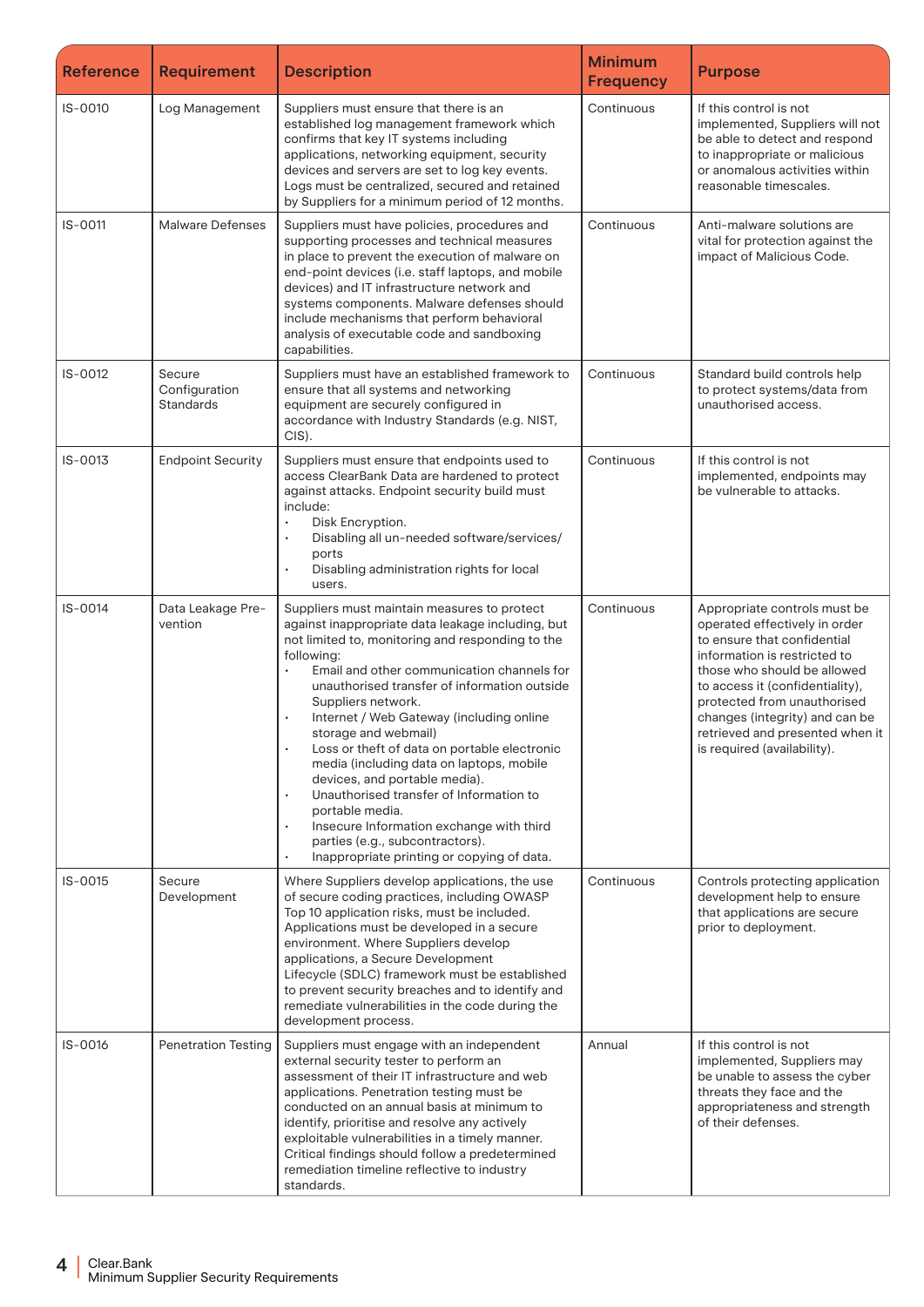| Reference | Requirement | Description | Minimum Frequency | Purpose |
|---|---|---|---|---|
| IS-0010 | Log Management | Suppliers must ensure that there is an established log management framework which confirms that key IT systems including applications, networking equipment, security devices and servers are set to log key events. Logs must be centralized, secured and retained by Suppliers for a minimum period of 12 months. | Continuous | If this control is not implemented, Suppliers will not be able to detect and respond to inappropriate or malicious or anomalous activities within reasonable timescales. |
| IS-0011 | Malware Defenses | Suppliers must have policies, procedures and supporting processes and technical measures in place to prevent the execution of malware on end-point devices (i.e. staff laptops, and mobile devices) and IT infrastructure network and systems components. Malware defenses should include mechanisms that perform behavioral analysis of executable code and sandboxing capabilities. | Continuous | Anti-malware solutions are vital for protection against the impact of Malicious Code. |
| IS-0012 | Secure Configuration Standards | Suppliers must have an established framework to ensure that all systems and networking equipment are securely configured in accordance with Industry Standards (e.g. NIST, CIS). | Continuous | Standard build controls help to protect systems/data from unauthorised access. |
| IS-0013 | Endpoint Security | Suppliers must ensure that endpoints used to access ClearBank Data are hardened to protect against attacks. Endpoint security build must include:<br>• Disk Encryption.<br>• Disabling all un-needed software/services/ports<br>• Disabling administration rights for local users. | Continuous | If this control is not implemented, endpoints may be vulnerable to attacks. |
| IS-0014 | Data Leakage Prevention | Suppliers must maintain measures to protect against inappropriate data leakage including, but not limited to, monitoring and responding to the following:<br>• Email and other communication channels for unauthorised transfer of information outside Suppliers network.<br>• Internet / Web Gateway (including online storage and webmail)<br>• Loss or theft of data on portable electronic media (including data on laptops, mobile devices, and portable media).<br>• Unauthorised transfer of Information to portable media.<br>• Insecure Information exchange with third parties (e.g., subcontractors).<br>• Inappropriate printing or copying of data. | Continuous | Appropriate controls must be operated effectively in order to ensure that confidential information is restricted to those who should be allowed to access it (confidentiality), protected from unauthorised changes (integrity) and can be retrieved and presented when it is required (availability). |
| IS-0015 | Secure Development | Where Suppliers develop applications, the use of secure coding practices, including OWASP Top 10 application risks, must be included. Applications must be developed in a secure environment. Where Suppliers develop applications, a Secure Development Lifecycle (SDLC) framework must be established to prevent security breaches and to identify and remediate vulnerabilities in the code during the development process. | Continuous | Controls protecting application development help to ensure that applications are secure prior to deployment. |
| IS-0016 | Penetration Testing | Suppliers must engage with an independent external security tester to perform an assessment of their IT infrastructure and web applications. Penetration testing must be conducted on an annual basis at minimum to identify, prioritise and resolve any actively exploitable vulnerabilities in a timely manner. Critical findings should follow a predetermined remediation timeline reflective to industry standards. | Annual | If this control is not implemented, Suppliers may be unable to assess the cyber threats they face and the appropriateness and strength of their defenses. |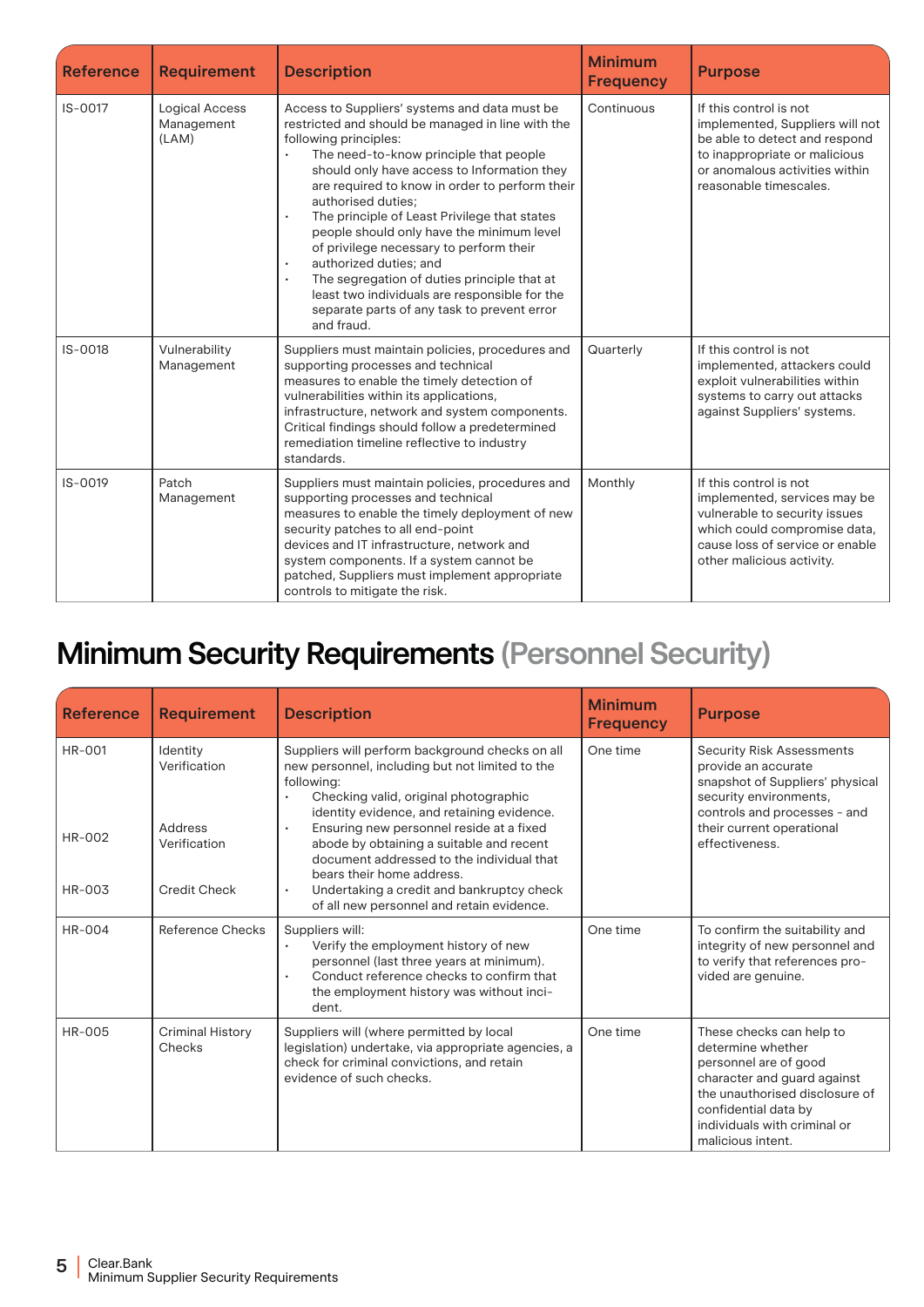| Reference | Requirement | Description | Minimum Frequency | Purpose |
|---|---|---|---|---|
| IS-0017 | Logical Access Management (LAM) | Access to Suppliers' systems and data must be restricted and should be managed in line with the following principles: <br>• The need-to-know principle that people should only have access to Information they are required to know in order to perform their authorised duties; <br>• The principle of Least Privilege that states people should only have the minimum level of privilege necessary to perform their <br>• authorized duties; and <br>• The segregation of duties principle that at least two individuals are responsible for the separate parts of any task to prevent error and fraud. | Continuous | If this control is not implemented, Suppliers will not be able to detect and respond to inappropriate or malicious or anomalous activities within reasonable timescales. |
| IS-0018 | Vulnerability Management | Suppliers must maintain policies, procedures and supporting processes and technical measures to enable the timely detection of vulnerabilities within its applications, infrastructure, network and system components. Critical findings should follow a predetermined remediation timeline reflective to industry standards. | Quarterly | If this control is not implemented, attackers could exploit vulnerabilities within systems to carry out attacks against Suppliers' systems. |
| IS-0019 | Patch Management | Suppliers must maintain policies, procedures and supporting processes and technical measures to enable the timely deployment of new security patches to all end-point devices and IT infrastructure, network and system components. If a system cannot be patched, Suppliers must implement appropriate controls to mitigate the risk. | Monthly | If this control is not implemented, services may be vulnerable to security issues which could compromise data, cause loss of service or enable other malicious activity. |

# Minimum Security Requirements (Personnel Security)

| Reference | Requirement | Description | Minimum Frequency | Purpose |
|---|---|---|---|---|
| HR-001 <br><br> HR-002 <br><br> HR-003 | Identity Verification <br><br> Address Verification <br><br> Credit Check | Suppliers will perform background checks on all new personnel, including but not limited to the following: <br>• Checking valid, original photographic identity evidence, and retaining evidence. <br>• Ensuring new personnel reside at a fixed abode by obtaining a suitable and recent document addressed to the individual that bears their home address. <br>• Undertaking a credit and bankruptcy check of all new personnel and retain evidence. | One time | Security Risk Assessments provide an accurate snapshot of Suppliers' physical security environments, controls and processes - and their current operational effectiveness. |
| HR-004 | Reference Checks | Suppliers will: <br>• Verify the employment history of new personnel (last three years at minimum). <br>• Conduct reference checks to confirm that the employment history was without incident. | One time | To confirm the suitability and integrity of new personnel and to verify that references provided are genuine. |
| HR-005 | Criminal History Checks | Suppliers will (where permitted by local legislation) undertake, via appropriate agencies, a check for criminal convictions, and retain evidence of such checks. | One time | These checks can help to determine whether personnel are of good character and guard against the unauthorised disclosure of confidential data by individuals with criminal or malicious intent. |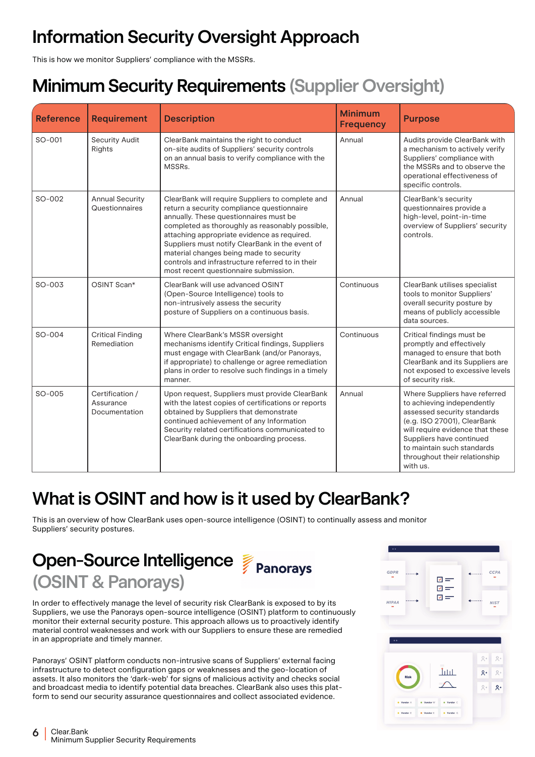# Information Security Oversight Approach

This is how we monitor Suppliers' compliance with the MSSRs.

## Minimum Security Requirements (Supplier Oversight)

| Reference | Requirement | Description | Minimum Frequency | Purpose |
|---|---|---|---|---|
| SO-001 | Security Audit Rights | ClearBank maintains the right to conduct on-site audits of Suppliers' security controls on an annual basis to verify compliance with the MSSRs. | Annual | Audits provide ClearBank with a mechanism to actively verify Suppliers' compliance with the MSSRs and to observe the operational effectiveness of specific controls. |
| SO-002 | Annual Security Questionnaires | ClearBank will require Suppliers to complete and return a security compliance questionnaire annually. These questionnaires must be completed as thoroughly as reasonably possible, attaching appropriate evidence as required. Suppliers must notify ClearBank in the event of material changes being made to security controls and infrastructure referred to in their most recent questionnaire submission. | Annual | ClearBank's security questionnaires provide a high-level, point-in-time overview of Suppliers' security controls. |
| SO-003 | OSINT Scan* | ClearBank will use advanced OSINT (Open-Source Intelligence) tools to non-intrusively assess the security posture of Suppliers on a continuous basis. | Continuous | ClearBank utilises specialist tools to monitor Suppliers' overall security posture by means of publicly accessible data sources. |
| SO-004 | Critical Finding Remediation | Where ClearBank's MSSR oversight mechanisms identify Critical findings, Suppliers must engage with ClearBank (and/or Panorays, if appropriate) to challenge or agree remediation plans in order to resolve such findings in a timely manner. | Continuous | Critical findings must be promptly and effectively managed to ensure that both ClearBank and its Suppliers are not exposed to excessive levels of security risk. |
| SO-005 | Certification / Assurance Documentation | Upon request, Suppliers must provide ClearBank with the latest copies of certifications or reports obtained by Suppliers that demonstrate continued achievement of any Information Security related certifications communicated to ClearBank during the onboarding process. | Annual | Where Suppliers have referred to achieving independently assessed security standards (e.g. ISO 27001), ClearBank will require evidence that these Suppliers have continued to maintain such standards throughout their relationship with us. |

# What is OSINT and how is it used by ClearBank?

This is an overview of how ClearBank uses open-source intelligence (OSINT) to continually assess and monitor Suppliers' security postures.

## Open-Source Intelligence (OSINT & Panorays)

Panorays

In order to effectively manage the level of security risk ClearBank is exposed to by its Suppliers, we use the Panorays open-source intelligence (OSINT) platform to continuously monitor their external security posture. This approach allows us to proactively identify material control weaknesses and work with our Suppliers to ensure these are remedied in an appropriate and timely manner.

Panorays' OSINT platform conducts non-intrusive scans of Suppliers' external facing infrastructure to detect configuration gaps or weaknesses and the geo-location of assets. It also monitors the 'dark-web' for signs of malicious activity and checks social and broadcast media to identify potential data breaches. ClearBank also uses this platform to send our security assurance questionnaires and collect associated evidence.